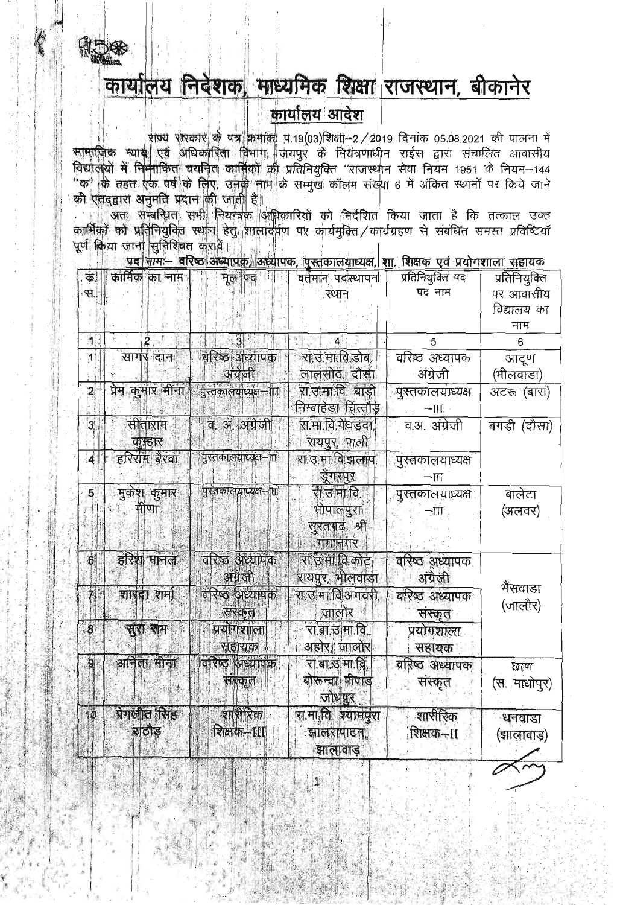# कार्यालय निदेशक, माध्यमिक शिक्षा राजस्थान, बीकानेर

## कार्यालय आदेश

राज्य सरकार के पत्र क्रमांक: प.19(03)शिक्षा–2/2019 दिनांक 05.08.2021 की पालना में सामाजिक न्याय एवं अधिकारिता विभाग, जयपुर के नियंत्रणाधीन राईस द्वारा संचालित आवासीय विद्यालयों में निम्नांकित चयनित कार्मिकों की प्रतिनियुक्ति "राजस्थान सेवा नियम 1951 के नियम–144 "क" के तहत एक वर्ष के लिए, उनके नाम के सम्मुख कॉलम संख्या 6 में अंकित स्थानों पर किये जाने की एतद्द्वारा अनुमति प्रदान की जाती है।

अतः सम्बन्धित सभी नियन्त्रक अधिकारियों को निर्देशित किया जाता है कि तत्काल उक्त कार्मिकों को प्रतिनियुक्ति स्थान हेतु शालादर्पण पर कार्यमुक्ति/कार्यग्रहण से संबंधित समस्त प्रविष्टियाँ पूर्ण किया जाना सुनिश्चित करावें।

**पद नाम:– वरिष्ठ अध्यापक, अध्यापक, पुस्तकालयाध्यक्ष, शा. शिक्षक एवं प्रयोगशाला सहायक**

| क्र. स. | कार्मिक का नाम | मूल पद | वर्तमान पदस्थापन स्थान | प्रतिनियुक्ति पद पद नाम | प्रतिनियुक्ति पर आवासीय विद्यालय का नाम |
|---|---|---|---|---|---|
| 1 | 2 | 3 | 4 | 5 | 6 |
| 1 | सागर दान | वरिष्ठ अध्यापक अंग्रेजी | रा.उ.मा.वि.डोब, लालसोट, दौसा | वरिष्ठ अध्यापक अंग्रेजी | आटूण (भीलवाडा) |
| 2 | प्रेम कुमार मीना | पुस्तकालयाध्यक्ष–III | रा.उ.मा.वि. बाड़ी निम्बाहेड़ा चित्तौड़ | पुस्तकालयाध्यक्ष –III | अटरू (बारां) |
| 3 | सीताराम कुम्हार | व. अ. अंग्रेजी | रा.मा.वि.मेघड़दा, रायपुर, पाली | व.अ. अंग्रेजी | बगडी (दौसा) |
| 4 | हरिराम बैरवा | पुस्तकालयाध्यक्ष–III | रा.उ.मा.वि.झलाप, डूँगरपुर | पुस्तकालयाध्यक्ष –III | |
| 5 | मुकेश कुमार मीणा | पुस्तकालयाध्यक्ष–III | रा.उ.मा.वि. भोपालपुरा सुरतगढ़, श्री गंगानगर | पुस्तकालयाध्यक्ष –III | बालेटा (अलवर) |
| 6 | हरिश मानल | वरिष्ठ अध्यापक अंग्रेजी | रा.उ.मा.वि.कोट, रायपुर, भीलवाड़ा | वरिष्ठ अध्यापक अंग्रेजी | भैंसवाडा (जालौर) |
| 7 | शारदा शर्मा | वरिष्ठ अध्यापक संस्कृत | रा.उ.मा.वि.अगवरी, जालोर | वरिष्ठ अध्यापक संस्कृत | |
| 8 | सुरा राम | प्रयोगशाला सहायक | रा.बा.उ.मा.वि. अहोर, जालोर | प्रयोगशाला सहायक | |
| 9 | अनिता मीना | वरिष्ठ अध्यापक संस्कृत | रा.बा.उ.मा.वि. बोरून्दा पीपाड जोधपुर | वरिष्ठ अध्यापक संस्कृत | छाण (स. माधोपुर) |
| 10 | प्रेमजीत सिंह राठौड़ | शारीरिक शिक्षक–III | रा.मा.वि. श्यामपुरा झालरापाटन, झालावाड़ | शारीरिक शिक्षक–II | धनवाडा (झालावाड़) |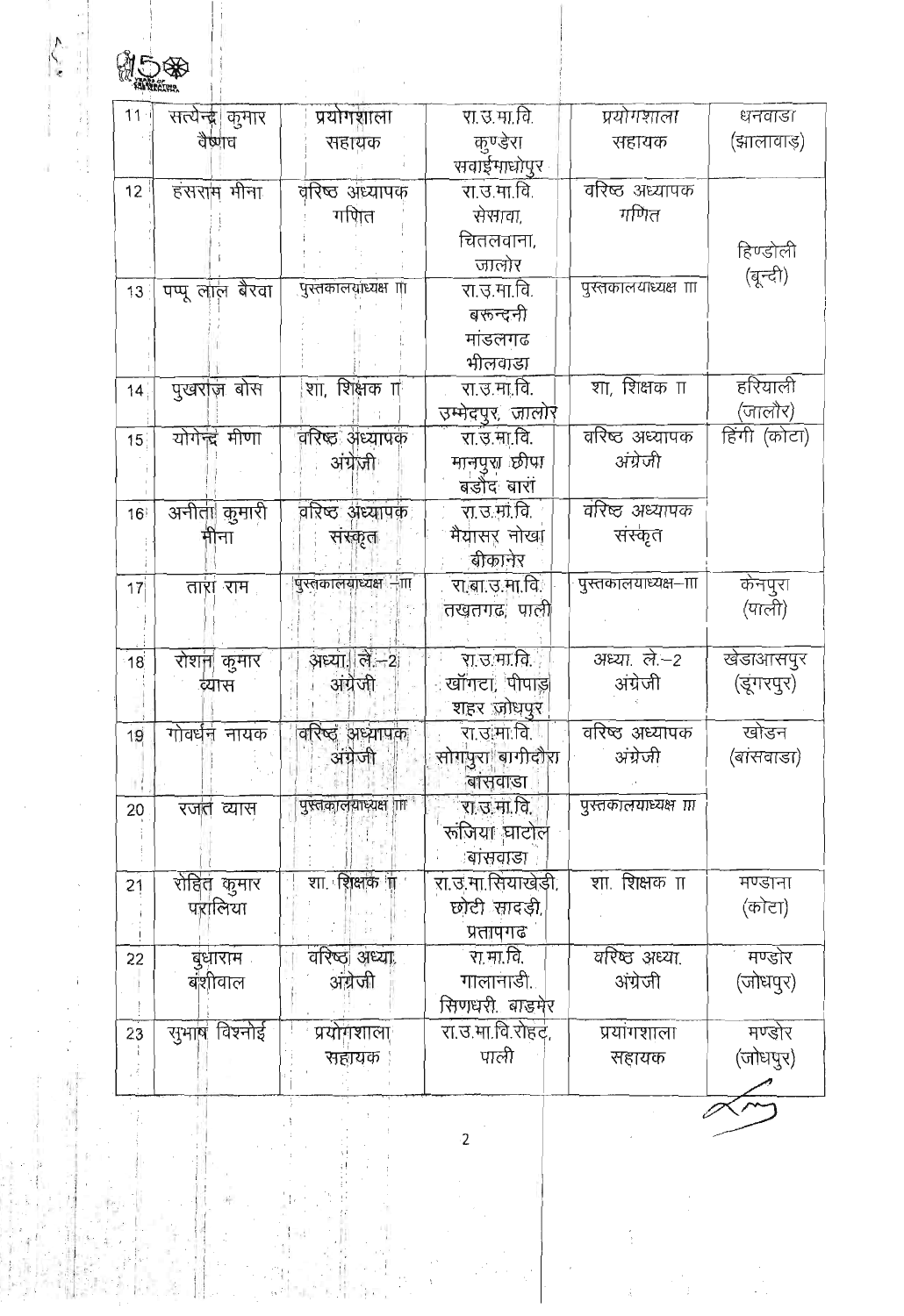| 11 | सत्येन्द्र कुमार वैष्णव | प्रयोगशाला सहायक | रा.उ.मा.वि. कुण्डेरा सवाईमाधोपुर | प्रयोगशाला सहायक | धनवाडा (झालावाड़) |
|---|---|---|---|---|---|
| 12 | हंसराम मीना | वरिष्ठ अध्यापक गणित | रा.उ.मा.वि. सेसावा, चितलवाना, जालोर | वरिष्ठ अध्यापक गणित | हिण्डोली (बून्दी) |
| 13 | पप्पू लाल बैरवा | पुस्तकालयाध्यक्ष III | रा.उ.मा.वि. बरुन्दनी मांडलगढ भीलवाडा | पुस्तकालयाध्यक्ष III | |
| 14 | पुखराज बोस | शा. शिक्षक II | रा.उ.मा.वि. उम्मेदपुर, जालोर | शा. शिक्षक II | हरियाली (जालौर) |
| 15 | योगेन्द्र मीणा | वरिष्ठ अध्यापक अंग्रेजी | रा.उ.मा.वि. मानपुरा छीपा बडौद बारां | वरिष्ठ अध्यापक अंग्रेजी | हिंगी (कोटा) |
| 16 | अनीता कुमारी मीना | वरिष्ठ अध्यापक संस्कृत | रा.उ.मा.वि. मैयासर नोखा बीकानेर | वरिष्ठ अध्यापक संस्कृत | |
| 17 | तारा राम | पुस्तकालयाध्यक्ष –III | रा.बा.उ.मा.वि. तखतगढ, पाली | पुस्तकालयाध्यक्ष–III | केनपुरा (पाली) |
| 18 | रोशन कुमार व्यास | अध्या. ले.–2 अंग्रेजी | रा.उ.मा.वि. खॉगटा, पीपाड़ शहर जोधपुर | अध्या. ले.–2 अंग्रेजी | खेडाआसपुर (डूंगरपुर) |
| 19 | गोवर्धन नायक | वरिष्ठ अध्यापक अंग्रेजी | रा.उ.मा.वि. सोगपुरा बागीदौरा बांसवाडा | वरिष्ठ अध्यापक अंग्रेजी | खोडन (बांसवाडा) |
| 20 | रजत व्यास | पुस्तकालयाध्यक्ष III | रा.उ.मा.वि. रूजिया घाटोल बांसवाडा | पुस्तकालयाध्यक्ष III | |
| 21 | रोहित कुमार परालिया | शा. शिक्षक II | रा.उ.मा.सियाखेडी, छोटी सादडी, प्रतापगढ | शा. शिक्षक II | मण्डाना (कोटा) |
| 22 | बुधाराम बंशीवाल | वरिष्ठ अध्या. अंग्रेजी | रा.मा.वि. गालानाडी, सिणधरी, बाडमेर | वरिष्ठ अध्या. अंग्रेजी | मण्डोर (जोधपुर) |
| 23 | सुभाष विश्नोई | प्रयोगशाला सहायक | रा.उ.मा.वि.रोहट, पाली | प्रयोगशाला सहायक | मण्डोर (जोधपुर) |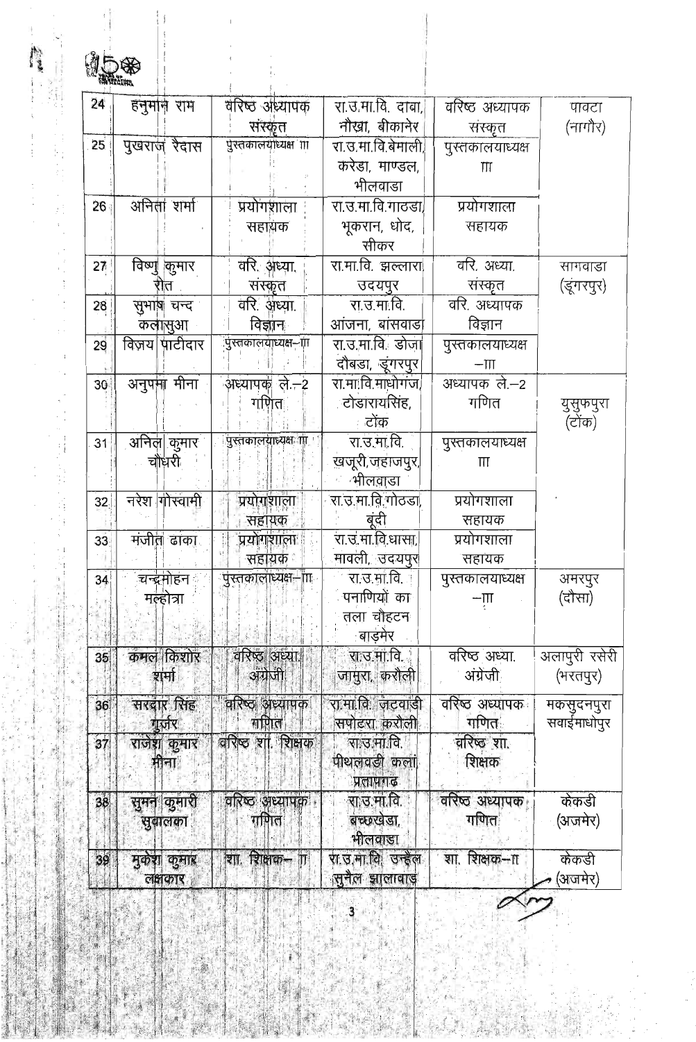| 24 | हनुमान राम | वरिष्ठ अध्यापक संस्कृत | रा.उ.मा.वि. दाबा, नौखा, बीकानेर | वरिष्ठ अध्यापक संस्कृत | पावटा (नागौर) |
|---|---|---|---|---|---|
| 25 | पुखराज रैदास | पुस्तकालयाध्यक्ष III | रा.उ.मा.वि.बेमाली, करेडा, माण्डल, भीलवाडा | पुस्तकालयाध्यक्ष III | |
| 26 | अनिता शर्मा | प्रयोगशाला सहायक | रा.उ.मा.वि.गाठडा, भूकरान, धोद, सीकर | प्रयोगशाला सहायक | |
| 27 | विष्णु कुमार रोत | वरि. अध्या. संस्कृत | रा.मा.वि. झल्लारा, उदयपुर | वरि. अध्या. संस्कृत | सागवाडा (डूंगरपुर) |
| 28 | सुभाष चन्द कलासुआ | वरि. अध्या. विज्ञान | रा.उ.मा.वि. आंजना, बांसवाडा | वरि. अध्यापक विज्ञान | |
| 29 | विजय पाटीदार | पुस्तकालयाध्यक्ष–III | रा.उ.मा.वि. डोजा दौबडा, डूंगरपुर | पुस्तकालयाध्यक्ष –III | |
| 30 | अनुपमा मीना | अध्यापक ले.–2 गणित | रा.मा.वि.माधोगंज, टोडारायसिंह, टोंक | अध्यापक ले.–2 गणित | युसुफपुरा (टोंक) |
| 31 | अनिल कुमार चौधरी | पुस्तकालयाध्यक्ष III | रा.उ.मा.वि. खजूरी,जहाजपुर, भीलवाडा | पुस्तकालयाध्यक्ष III | |
| 32 | नरेश गोस्वामी | प्रयोगशाला सहायक | रा.उ.मा.वि.गोठडा, बूंदी | प्रयोगशाला सहायक | |
| 33 | मंजीत ढाका | प्रयोगशाला सहायक | रा.उ.मा.वि.धासा, मावली, उदयपुर | प्रयोगशाला सहायक | |
| 34 | चन्द्रमोहन मल्होत्रा | पुस्तकालाध्यक्ष–III | रा.उ.मा.वि. पनाणियों का तला चौहटन बाड़मेर | पुस्तकालयाध्यक्ष –III | अमरपुर (दौसा) |
| 35 | कमल किशोर शर्मा | वरिष्ठ अध्या. अंग्रेजी | रा.उ.मा.वि. जामुरा, करौली | वरिष्ठ अध्या. अंग्रेजी | अलापुरी रसेरी (भरतपुर) |
| 36 | सरदार सिंह गुर्जर | वरिष्ठ अध्यापक गणित | रा.मा.वि. जटवाडी सपोटरा करौली | वरिष्ठ अध्यापक गणित | मकसुदनपुरा सवाईमाधोपुर |
| 37 | राजेश कुमार मीना | वरिष्ठ शा. शिक्षक | रा.उ.मा.वि. पीथलवडी कलां प्रतापगढ | वरिष्ठ शा. शिक्षक | |
| 38 | सुमन कुमारी सुवालका | वरिष्ठ अध्यापक गणित | रा.उ.मा.वि. बच्छखेडा, भीलवाडा | वरिष्ठ अध्यापक गणित | केकडी (अजमेर) |
| 39 | मुकेश कुमार लक्षकार | शा. शिक्षक– II | रा.उ.मा.वि. उन्हैल सुनैल झालावाड़ | शा. शिक्षक–II | केकडी (अजमेर) |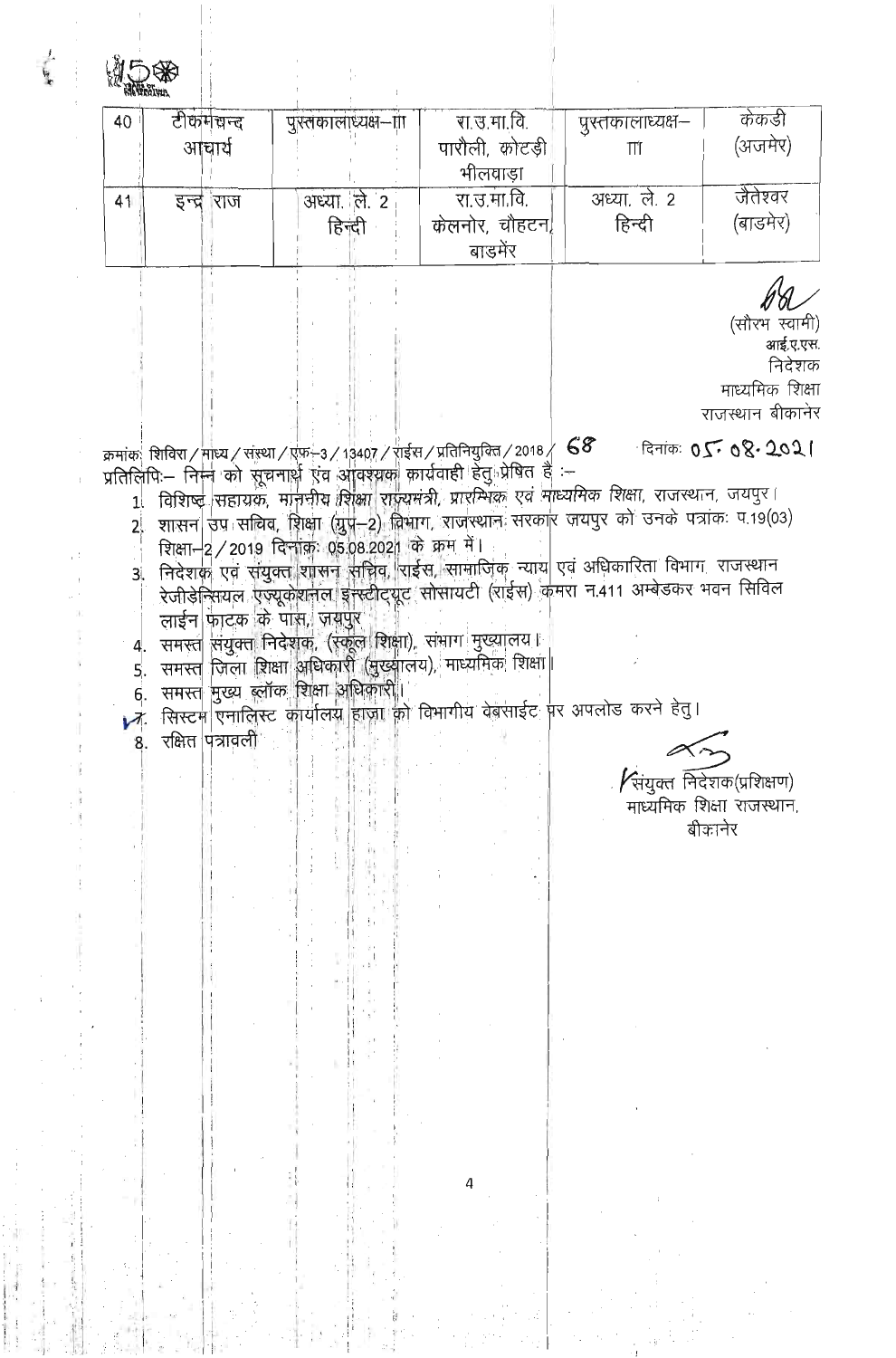| | | | | | |
|---|---|---|---|---|---|
| 40 | टीकमचन्द आचार्य | पुस्तकालाध्यक्ष–III | रा.उ.मा.वि. पारौली, कोटड़ी भीलवाड़ा | पुस्तकालाध्यक्ष–III | केकड़ी (अजमेर) |
| 41 | इन्द्र राज | अध्या. ले. 2 हिन्दी | रा.उ.मा.वि. केलनोर, चौहटन, बाड़मेर | अध्या. ले. 2 हिन्दी | जैतेश्वर (बाड़मेर) |

(सौरभ स्वामी)
आई.ए.एस.
निदेशक
माध्यमिक शिक्षा
राजस्थान बीकानेर

क्रमांकः शिविरा / माध्य / संस्था / एफ–3 / 13407 / राईस / प्रतिनियुक्ति / 2018 / 68 दिनांकः 05.08.2021

प्रतिलिपिः– निम्न को सूचनार्थ एवं आवश्यक कार्यवाही हेतु प्रेषित है :–

1. विशिष्ट सहायक, माननीय शिक्षा राज्यमंत्री, प्रारम्भिक एवं माध्यमिक शिक्षा, राजस्थान, जयपुर।
2. शासन उप सचिव, शिक्षा (ग्रुप–2) विभाग, राजस्थान सरकार जयपुर को उनके पत्रांकः प.19(03) शिक्षा–2 / 2019 दिनांकः 05.08.2021 के क्रम में।
3. निदेशक एवं संयुक्त शासन सचिव, राईस, सामाजिक न्याय एवं अधिकारिता विभाग, राजस्थान रेजीडेन्सियल एज्यूकेशनल इंस्टीट्यूट सोसायटी (राईस) कमरा न.411 अम्बेडकर भवन सिविल लाईन फाटक के पास, जयपुर
4. समस्त संयुक्त निदेशक, (स्कूल शिक्षा), संभाग मुख्यालय।
5. समस्त जिला शिक्षा अधिकारी (मुख्यालय), माध्यमिक शिक्षा।
6. समस्त मुख्य ब्लॉक शिक्षा अधिकारी।
7. सिस्टम एनालिस्ट कार्यालय हाजा को विभागीय वेबसाईट पर अपलोड करने हेतु।
8. रक्षित पत्रावली

संयुक्त निदेशक(प्रशिक्षण)
माध्यमिक शिक्षा राजस्थान,
बीकानेर